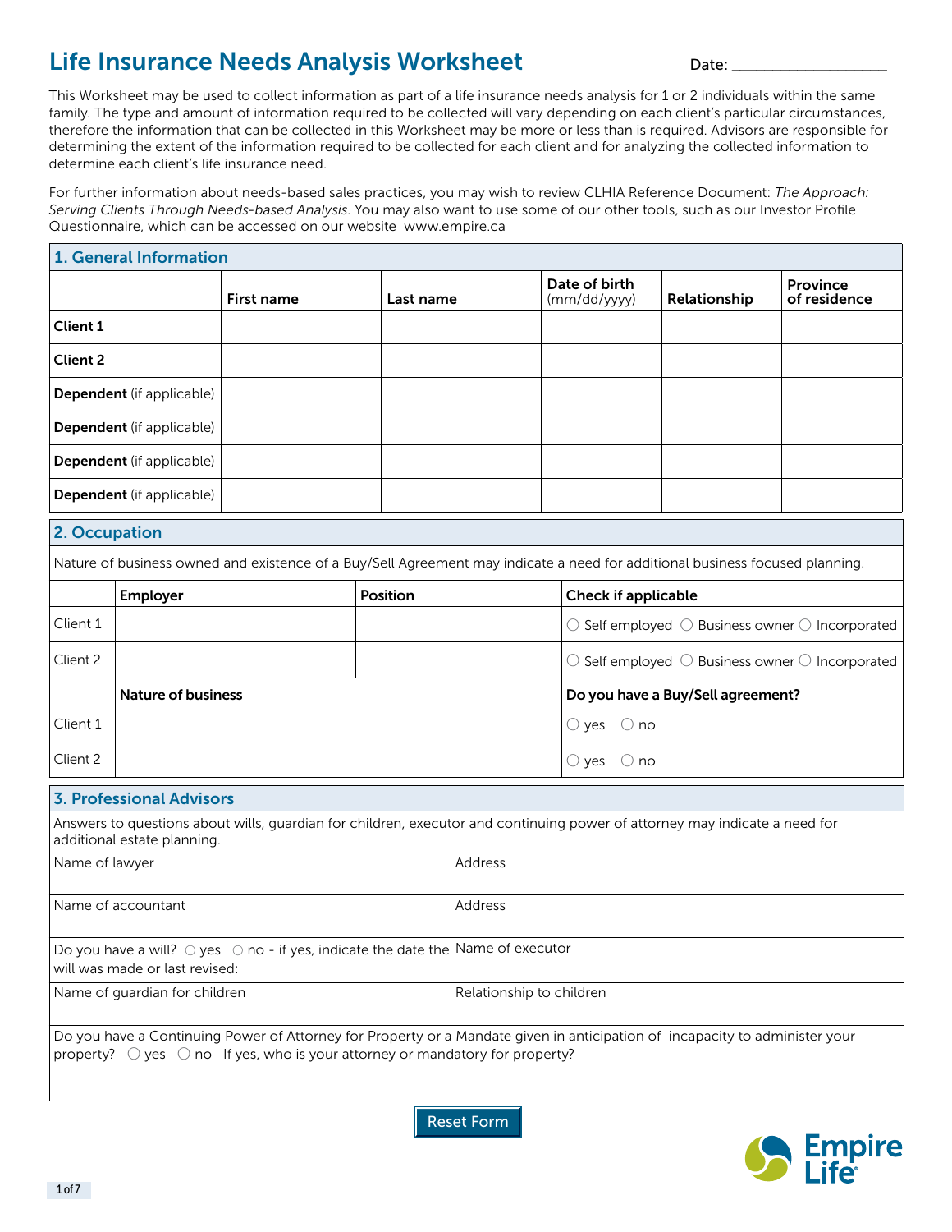# Life Insurance Needs Analysis Worksheet

Date: ___________________

This Worksheet may be used to collect information as part of a life insurance needs analysis for 1 or 2 individuals within the same family. The type and amount of information required to be collected will vary depending on each client's particular circumstances, therefore the information that can be collected in this Worksheet may be more or less than is required. Advisors are responsible for determining the extent of the information required to be collected for each client and for analyzing the collected information to determine each client's life insurance need.

For further information about needs-based sales practices, you may wish to review CLHIA Reference Document: *The Approach: Serving Clients Through Needs-based Analysis*. You may also want to use some of our other tools, such as our Investor Profile Questionnaire, which can be accessed on our website www.empire.ca

## 1. General Information

| | First name | Last name | Date of birth (mm/dd/yyyy) | Relationship | Province of residence |
|---|---|---|---|---|---|
| **Client 1** | | | | | |
| **Client 2** | | | | | |
| **Dependent** (if applicable) | | | | | |
| **Dependent** (if applicable) | | | | | |
| **Dependent** (if applicable) | | | | | |
| **Dependent** (if applicable) | | | | | |

## 2. Occupation

Nature of business owned and existence of a Buy/Sell Agreement may indicate a need for additional business focused planning.

| | Employer | Position | Check if applicable |
|---|---|---|---|
| Client 1 | | | ○ Self employed ○ Business owner ○ Incorporated |
| Client 2 | | | ○ Self employed ○ Business owner ○ Incorporated |

| | Nature of business | Do you have a Buy/Sell agreement? |
|---|---|---|
| Client 1 | | ○ yes ○ no |
| Client 2 | | ○ yes ○ no |

## 3. Professional Advisors

Answers to questions about wills, guardian for children, executor and continuing power of attorney may indicate a need for additional estate planning.

| | |
|---|---|
| Name of lawyer | Address |
| Name of accountant | Address |
| Do you have a will? ○ yes ○ no - if yes, indicate the date the will was made or last revised: | Name of executor |
| Name of guardian for children | Relationship to children |

Do you have a Continuing Power of Attorney for Property or a Mandate given in anticipation of incapacity to administer your property? ○ yes ○ no If yes, who is your attorney or mandatory for property?

Reset Form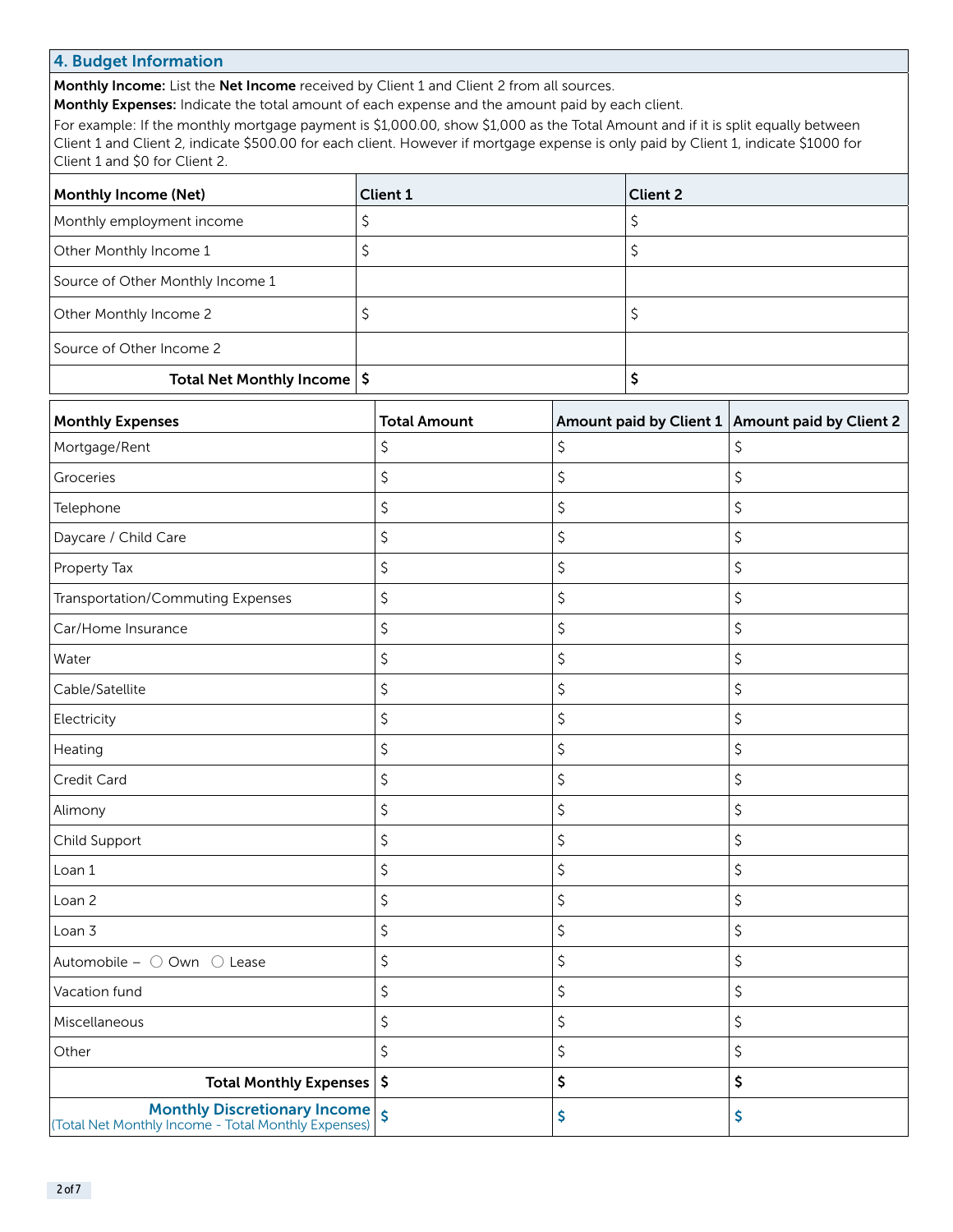## 4. Budget Information

**Monthly Income:** List the **Net Income** received by Client 1 and Client 2 from all sources.
**Monthly Expenses:** Indicate the total amount of each expense and the amount paid by each client.
For example: If the monthly mortgage payment is $1,000.00, show $1,000 as the Total Amount and if it is split equally between Client 1 and Client 2, indicate $500.00 for each client. However if mortgage expense is only paid by Client 1, indicate $1000 for Client 1 and $0 for Client 2.

| Monthly Income (Net) | Client 1 | Client 2 |
|---|---|---|
| Monthly employment income | $ | $ |
| Other Monthly Income 1 | $ | $ |
| Source of Other Monthly Income 1 | | |
| Other Monthly Income 2 | $ | $ |
| Source of Other Income 2 | | |
| **Total Net Monthly Income** | **$** | **$** |

| Monthly Expenses | Total Amount | Amount paid by Client 1 | Amount paid by Client 2 |
|---|---|---|---|
| Mortgage/Rent | $ | $ | $ |
| Groceries | $ | $ | $ |
| Telephone | $ | $ | $ |
| Daycare / Child Care | $ | $ | $ |
| Property Tax | $ | $ | $ |
| Transportation/Commuting Expenses | $ | $ | $ |
| Car/Home Insurance | $ | $ | $ |
| Water | $ | $ | $ |
| Cable/Satellite | $ | $ | $ |
| Electricity | $ | $ | $ |
| Heating | $ | $ | $ |
| Credit Card | $ | $ | $ |
| Alimony | $ | $ | $ |
| Child Support | $ | $ | $ |
| Loan 1 | $ | $ | $ |
| Loan 2 | $ | $ | $ |
| Loan 3 | $ | $ | $ |
| Automobile – ○ Own ○ Lease | $ | $ | $ |
| Vacation fund | $ | $ | $ |
| Miscellaneous | $ | $ | $ |
| Other | $ | $ | $ |
| **Total Monthly Expenses** | **$** | **$** | **$** |
| **Monthly Discretionary Income** (Total Net Monthly Income - Total Monthly Expenses) | **$** | **$** | **$** |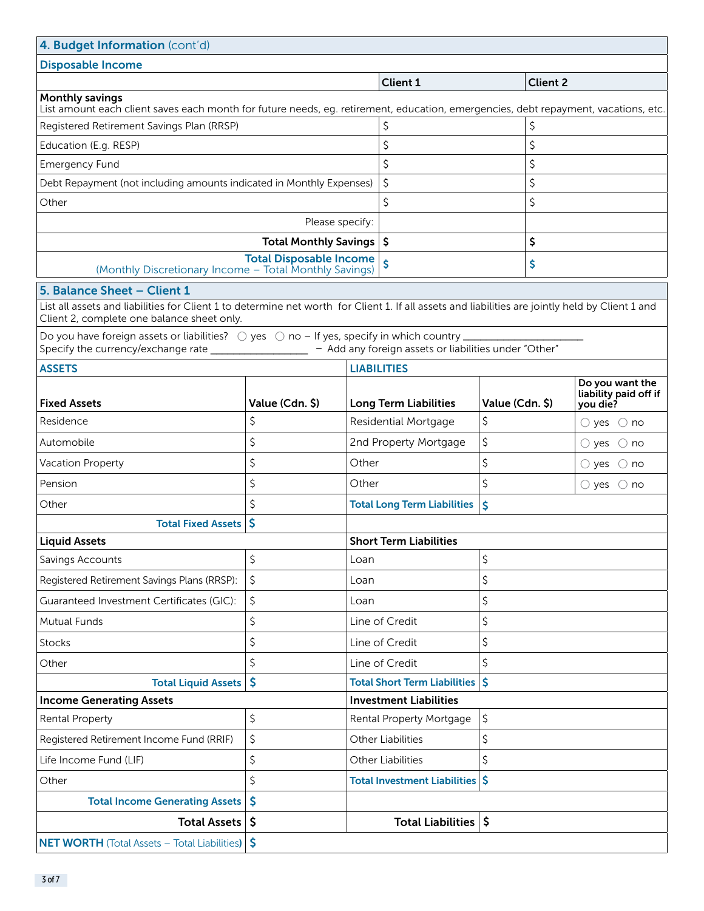## 4. Budget Information (cont'd)

### Disposable Income

| | Client 1 | Client 2 |
|---|---|---|
| **Monthly savings**<br>List amount each client saves each month for future needs, eg. retirement, education, emergencies, debt repayment, vacations, etc. | | |
| Registered Retirement Savings Plan (RRSP) | $ | $ |
| Education (E.g. RESP) | $ | $ |
| Emergency Fund | $ | $ |
| Debt Repayment (not including amounts indicated in Monthly Expenses) | $ | $ |
| Other | $ | $ |
| Please specify: | | |
| **Total Monthly Savings** | **$** | **$** |
| **Total Disposable Income**<br>(Monthly Discretionary Income – Total Monthly Savings) | **$** | **$** |

## 5. Balance Sheet – Client 1

List all assets and liabilities for Client 1 to determine net worth for Client 1. If all assets and liabilities are jointly held by Client 1 and Client 2, complete one balance sheet only.

Do you have foreign assets or liabilities? ○ yes ○ no – If yes, specify in which country ______________________
Specify the currency/exchange rate __________________ – Add any foreign assets or liabilities under "Other"

| ASSETS | | LIABILITIES | | |
|---|---|---|---|---|
| **Fixed Assets** | **Value (Cdn. $)** | **Long Term Liabilities** | **Value (Cdn. $)** | **Do you want the liability paid off if you die?** |
| Residence | $ | Residential Mortgage | $ | ○ yes ○ no |
| Automobile | $ | 2nd Property Mortgage | $ | ○ yes ○ no |
| Vacation Property | $ | Other | $ | ○ yes ○ no |
| Pension | $ | Other | $ | ○ yes ○ no |
| Other | $ | **Total Long Term Liabilities** | **$** | |
| **Total Fixed Assets** | **$** | | | |
| **Liquid Assets** | | **Short Term Liabilities** | | |
| Savings Accounts | $ | Loan | $ | |
| Registered Retirement Savings Plans (RRSP): | $ | Loan | $ | |
| Guaranteed Investment Certificates (GIC): | $ | Loan | $ | |
| Mutual Funds | $ | Line of Credit | $ | |
| Stocks | $ | Line of Credit | $ | |
| Other | $ | Line of Credit | $ | |
| **Total Liquid Assets** | **$** | **Total Short Term Liabilities** | **$** | |
| **Income Generating Assets** | | **Investment Liabilities** | | |
| Rental Property | $ | Rental Property Mortgage | $ | |
| Registered Retirement Income Fund (RRIF) | $ | Other Liabilities | $ | |
| Life Income Fund (LIF) | $ | Other Liabilities | $ | |
| Other | $ | **Total Investment Liabilities** | **$** | |
| **Total Income Generating Assets** | **$** | | | |
| **Total Assets** | **$** | **Total Liabilities** | **$** | |
| **NET WORTH** (Total Assets – Total Liabilities) | **$** | | | |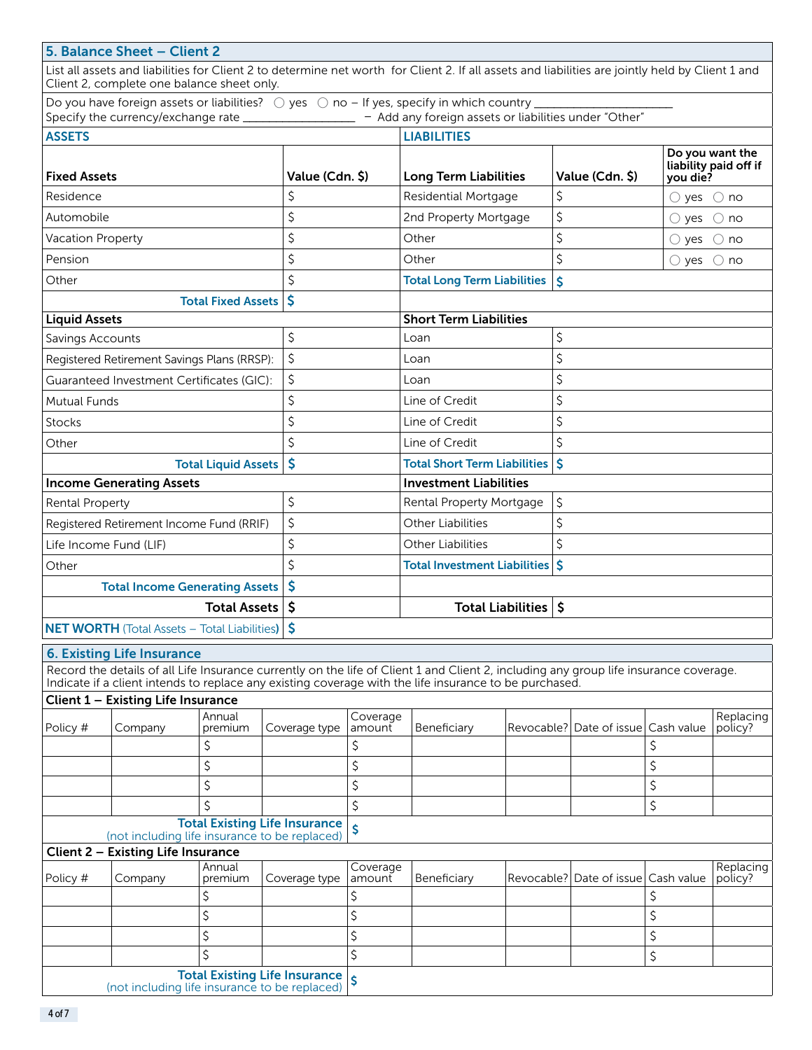## 5. Balance Sheet – Client 2

List all assets and liabilities for Client 2 to determine net worth for Client 2. If all assets and liabilities are jointly held by Client 1 and Client 2, complete one balance sheet only.

Do you have foreign assets or liabilities? ○ yes ○ no – If yes, specify in which country ______________________
Specify the currency/exchange rate ________________ – Add any foreign assets or liabilities under "Other"

| **ASSETS** | | **LIABILITIES** | | |
|---|---|---|---|---|
| **Fixed Assets** | **Value (Cdn. $)** | **Long Term Liabilities** | **Value (Cdn. $)** | **Do you want the liability paid off if you die?** |
| Residence | $ | Residential Mortgage | $ | ○ yes ○ no |
| Automobile | $ | 2nd Property Mortgage | $ | ○ yes ○ no |
| Vacation Property | $ | Other | $ | ○ yes ○ no |
| Pension | $ | Other | $ | ○ yes ○ no |
| Other | $ | **Total Long Term Liabilities** | **$** | |
| **Total Fixed Assets** | **$** | | | |
| **Liquid Assets** | | **Short Term Liabilities** | | |
| Savings Accounts | $ | Loan | $ | |
| Registered Retirement Savings Plans (RRSP): | $ | Loan | $ | |
| Guaranteed Investment Certificates (GIC): | $ | Loan | $ | |
| Mutual Funds | $ | Line of Credit | $ | |
| Stocks | $ | Line of Credit | $ | |
| Other | $ | Line of Credit | $ | |
| **Total Liquid Assets** | **$** | **Total Short Term Liabilities** | **$** | |
| **Income Generating Assets** | | **Investment Liabilities** | | |
| Rental Property | $ | Rental Property Mortgage | $ | |
| Registered Retirement Income Fund (RRIF) | $ | Other Liabilities | $ | |
| Life Income Fund (LIF) | $ | Other Liabilities | $ | |
| Other | $ | **Total Investment Liabilities** | **$** | |
| **Total Income Generating Assets** | **$** | | | |
| **Total Assets** | **$** | **Total Liabilities** | **$** | |
| **NET WORTH** (Total Assets – Total Liabilities) | **$** | | | |

## 6. Existing Life Insurance

Record the details of all Life Insurance currently on the life of Client 1 and Client 2, including any group life insurance coverage. Indicate if a client intends to replace any existing coverage with the life insurance to be purchased.

### Client 1 – Existing Life Insurance

| Policy # | Company | Annual premium | Coverage type | Coverage amount | Beneficiary | Revocable? | Date of issue | Cash value | Replacing policy? |
|---|---|---|---|---|---|---|---|---|---|
| | | $ | | $ | | | | $ | |
| | | $ | | $ | | | | $ | |
| | | $ | | $ | | | | $ | |
| | | $ | | $ | | | | $ | |
| **Total Existing Life Insurance** (not including life insurance to be replaced) | | | | **$** | | | | | |

### Client 2 – Existing Life Insurance

| Policy # | Company | Annual premium | Coverage type | Coverage amount | Beneficiary | Revocable? | Date of issue | Cash value | Replacing policy? |
|---|---|---|---|---|---|---|---|---|---|
| | | $ | | $ | | | | $ | |
| | | $ | | $ | | | | $ | |
| | | $ | | $ | | | | $ | |
| | | $ | | $ | | | | $ | |
| **Total Existing Life Insurance** (not including life insurance to be replaced) | | | | **$** | | | | | |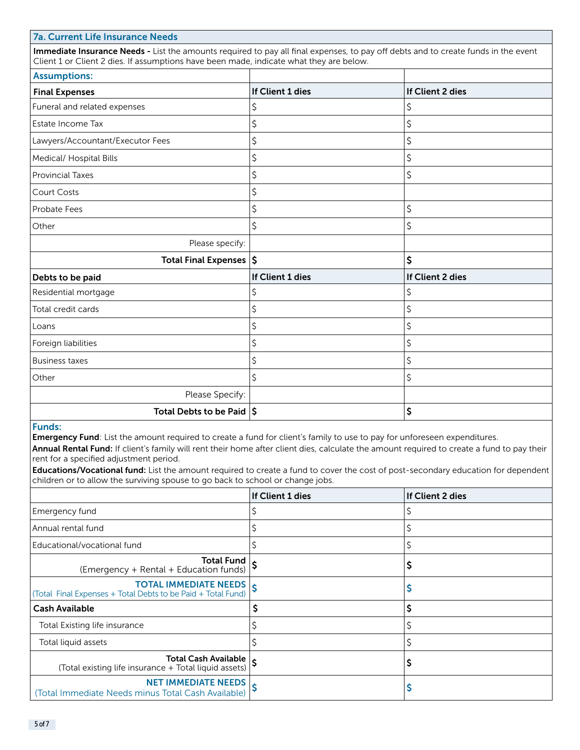## 7a. Current Life Insurance Needs

**Immediate Insurance Needs -** List the amounts required to pay all final expenses, to pay off debts and to create funds in the event Client 1 or Client 2 dies. If assumptions have been made, indicate what they are below.

| Assumptions: | | |
|---|---|---|
| **Final Expenses** | **If Client 1 dies** | **If Client 2 dies** |
| Funeral and related expenses | $ | $ |
| Estate Income Tax | $ | $ |
| Lawyers/Accountant/Executor Fees | $ | $ |
| Medical/ Hospital Bills | $ | $ |
| Provincial Taxes | $ | $ |
| Court Costs | $ | |
| Probate Fees | $ | $ |
| Other | $ | $ |
| Please specify: | | |
| **Total Final Expenses** | **$** | **$** |
| **Debts to be paid** | **If Client 1 dies** | **If Client 2 dies** |
| Residential mortgage | $ | $ |
| Total credit cards | $ | $ |
| Loans | $ | $ |
| Foreign liabilities | $ | $ |
| Business taxes | $ | $ |
| Other | $ | $ |
| Please Specify: | | |
| **Total Debts to be Paid** | **$** | **$** |

**Funds:**

**Emergency Fund**: List the amount required to create a fund for client's family to use to pay for unforeseen expenditures.

**Annual Rental Fund:** If client's family will rent their home after client dies, calculate the amount required to create a fund to pay their rent for a specified adjustment period.

**Educations/Vocational fund:** List the amount required to create a fund to cover the cost of post-secondary education for dependent children or to allow the surviving spouse to go back to school or change jobs.

| | **If Client 1 dies** | **If Client 2 dies** |
|---|---|---|
| Emergency fund | $ | $ |
| Annual rental fund | $ | $ |
| Educational/vocational fund | $ | $ |
| **Total Fund** (Emergency + Rental + Education funds) | **$** | **$** |
| **TOTAL IMMEDIATE NEEDS** (Total Final Expenses + Total Debts to be Paid + Total Fund) | **$** | **$** |
| **Cash Available** | **$** | **$** |
| Total Existing life insurance | $ | $ |
| Total liquid assets | $ | $ |
| **Total Cash Available** (Total existing life insurance + Total liquid assets) | **$** | **$** |
| **NET IMMEDIATE NEEDS** (Total Immediate Needs minus Total Cash Available) | **$** | **$** |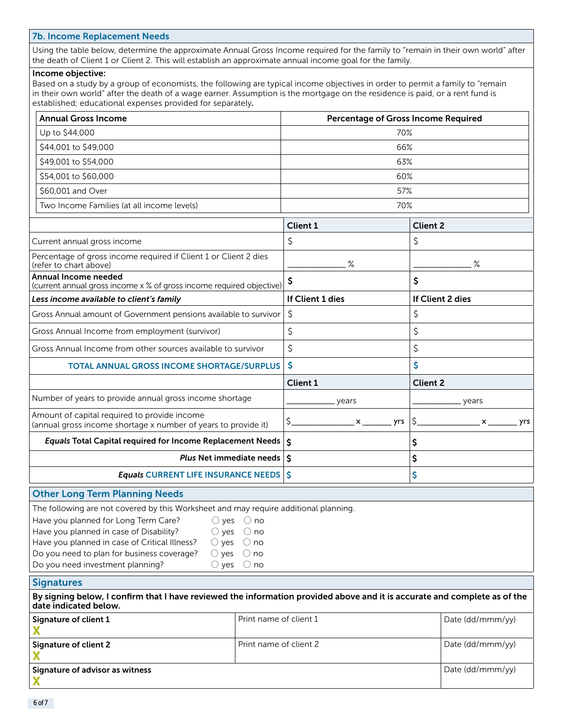## 7b. Income Replacement Needs

Using the table below, determine the approximate Annual Gross Income required for the family to "remain in their own world" after the death of Client 1 or Client 2. This will establish an approximate annual income goal for the family.

**Income objective:**

Based on a study by a group of economists, the following are typical income objectives in order to permit a family to "remain in their own world" after the death of a wage earner. Assumption is the mortgage on the residence is paid, or a rent fund is established; educational expenses provided for separately**.**

| Annual Gross Income | Percentage of Gross Income Required |
|---|---|
| Up to $44,000 | 70% |
| $44,001 to $49,000 | 66% |
| $49,001 to $54,000 | 63% |
| $54,001 to $60,000 | 60% |
| $60,001 and Over | 57% |
| Two Income Families (at all income levels) | 70% |

| | Client 1 | Client 2 |
|---|---|---|
| Current annual gross income | $ | $ |
| Percentage of gross income required if Client 1 or Client 2 dies (refer to chart above) | ____________ % | ____________ % |
| **Annual Income needed** (current annual gross income x % of gross income required objective) | **$** | **$** |
| ***Less income available to client's family*** | **If Client 1 dies** | **If Client 2 dies** |
| Gross Annual amount of Government pensions available to survivor | $ | $ |
| Gross Annual Income from employment (survivor) | $ | $ |
| Gross Annual Income from other sources available to survivor | $ | $ |
| **TOTAL ANNUAL GROSS INCOME SHORTAGE/SURPLUS** | **$** | **$** |
| | **Client 1** | **Client 2** |
| Number of years to provide annual gross income shortage | __________ years | __________ years |
| Amount of capital required to provide income (annual gross income shortage x number of years to provide it) | $_____________ x ______ yrs | $_____________ x ______ yrs |
| ***Equals* Total Capital required for Income Replacement Needs** | **$** | **$** |
| ***Plus* Net immediate needs** | **$** | **$** |
| ***Equals* CURRENT LIFE INSURANCE NEEDS** | **$** | **$** |

## Other Long Term Planning Needs

The following are not covered by this Worksheet and may require additional planning.

- Have you planned for Long Term Care? ◯ yes ◯ no
- Have you planned in case of Disability? ◯ yes ◯ no
- Have you planned in case of Critical Illness? ◯ yes ◯ no
- Do you need to plan for business coverage? ◯ yes ◯ no
- Do you need investment planning? ◯ yes ◯ no

## Signatures

**By signing below, I confirm that I have reviewed the information provided above and it is accurate and complete as of the date indicated below.**

| Signature of client 1 | Print name of client 1 | Date (dd/mmm/yy) |
|---|---|---|
| X | | |
| **Signature of client 2** | Print name of client 2 | Date (dd/mmm/yy) |
| X | | |
| **Signature of advisor as witness** | | Date (dd/mmm/yy) |
| X | | |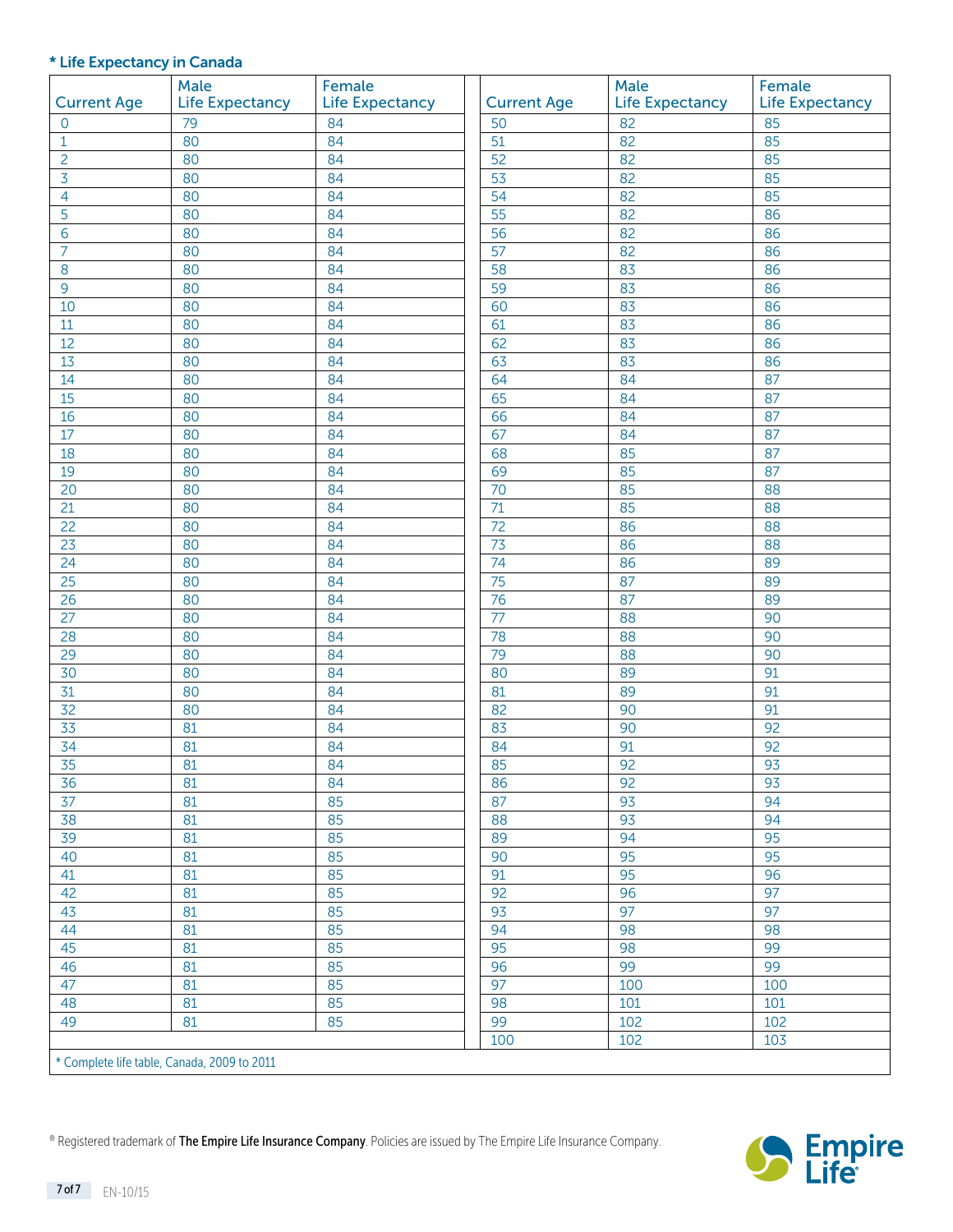**\* Life Expectancy in Canada**

| Current Age | Male Life Expectancy | Female Life Expectancy | Current Age | Male Life Expectancy | Female Life Expectancy |
|---|---|---|---|---|---|
| 0 | 79 | 84 | 50 | 82 | 85 |
| 1 | 80 | 84 | 51 | 82 | 85 |
| 2 | 80 | 84 | 52 | 82 | 85 |
| 3 | 80 | 84 | 53 | 82 | 85 |
| 4 | 80 | 84 | 54 | 82 | 85 |
| 5 | 80 | 84 | 55 | 82 | 86 |
| 6 | 80 | 84 | 56 | 82 | 86 |
| 7 | 80 | 84 | 57 | 82 | 86 |
| 8 | 80 | 84 | 58 | 83 | 86 |
| 9 | 80 | 84 | 59 | 83 | 86 |
| 10 | 80 | 84 | 60 | 83 | 86 |
| 11 | 80 | 84 | 61 | 83 | 86 |
| 12 | 80 | 84 | 62 | 83 | 86 |
| 13 | 80 | 84 | 63 | 83 | 86 |
| 14 | 80 | 84 | 64 | 84 | 87 |
| 15 | 80 | 84 | 65 | 84 | 87 |
| 16 | 80 | 84 | 66 | 84 | 87 |
| 17 | 80 | 84 | 67 | 84 | 87 |
| 18 | 80 | 84 | 68 | 85 | 87 |
| 19 | 80 | 84 | 69 | 85 | 87 |
| 20 | 80 | 84 | 70 | 85 | 88 |
| 21 | 80 | 84 | 71 | 85 | 88 |
| 22 | 80 | 84 | 72 | 86 | 88 |
| 23 | 80 | 84 | 73 | 86 | 88 |
| 24 | 80 | 84 | 74 | 86 | 89 |
| 25 | 80 | 84 | 75 | 87 | 89 |
| 26 | 80 | 84 | 76 | 87 | 89 |
| 27 | 80 | 84 | 77 | 88 | 90 |
| 28 | 80 | 84 | 78 | 88 | 90 |
| 29 | 80 | 84 | 79 | 88 | 90 |
| 30 | 80 | 84 | 80 | 89 | 91 |
| 31 | 80 | 84 | 81 | 89 | 91 |
| 32 | 80 | 84 | 82 | 90 | 91 |
| 33 | 81 | 84 | 83 | 90 | 92 |
| 34 | 81 | 84 | 84 | 91 | 92 |
| 35 | 81 | 84 | 85 | 92 | 93 |
| 36 | 81 | 84 | 86 | 92 | 93 |
| 37 | 81 | 85 | 87 | 93 | 94 |
| 38 | 81 | 85 | 88 | 93 | 94 |
| 39 | 81 | 85 | 89 | 94 | 95 |
| 40 | 81 | 85 | 90 | 95 | 95 |
| 41 | 81 | 85 | 91 | 95 | 96 |
| 42 | 81 | 85 | 92 | 96 | 97 |
| 43 | 81 | 85 | 93 | 97 | 97 |
| 44 | 81 | 85 | 94 | 98 | 98 |
| 45 | 81 | 85 | 95 | 98 | 99 |
| 46 | 81 | 85 | 96 | 99 | 99 |
| 47 | 81 | 85 | 97 | 100 | 100 |
| 48 | 81 | 85 | 98 | 101 | 101 |
| 49 | 81 | 85 | 99 | 102 | 102 |
| | | | 100 | 102 | 103 |

\* Complete life table, Canada, 2009 to 2011

® Registered trademark of **The Empire Life Insurance Company**. Policies are issued by The Empire Life Insurance Company.

Empire Life

EN-10/15